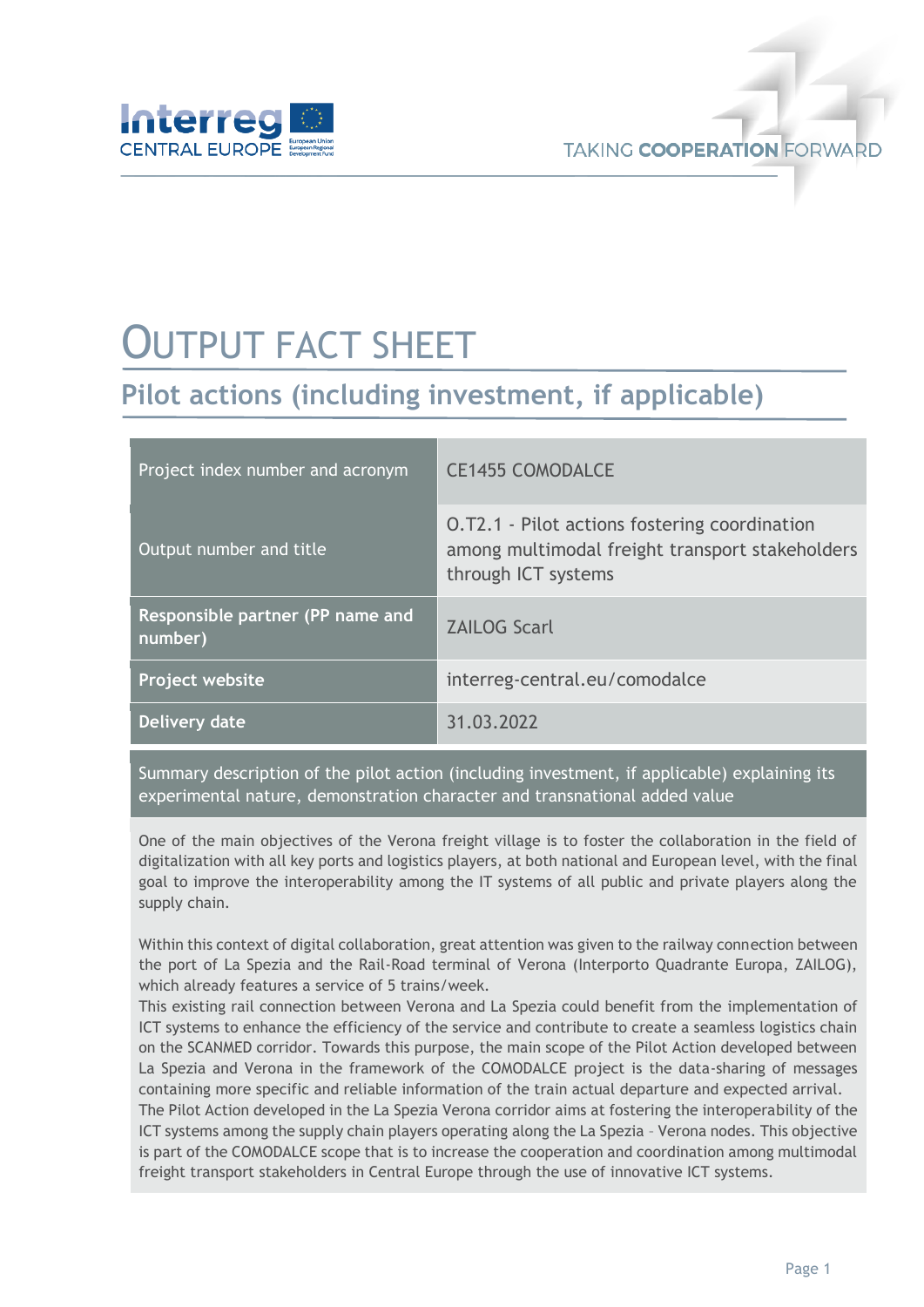# OUTPUT FACT SHEET

## Pilot actions (including investment, if applicable)

| Project index number and acronym | CE1455 COMODALCE |
|---|---|
| Output number and title | O.T2.1 - Pilot actions fostering coordination among multimodal freight transport stakeholders through ICT systems |
| **Responsible partner (PP name and number)** | ZAILOG Scarl |
| **Project website** | interreg-central.eu/comodalce |
| **Delivery date** | 31.03.2022 |

Summary description of the pilot action (including investment, if applicable) explaining its experimental nature, demonstration character and transnational added value

One of the main objectives of the Verona freight village is to foster the collaboration in the field of digitalization with all key ports and logistics players, at both national and European level, with the final goal to improve the interoperability among the IT systems of all public and private players along the supply chain.

Within this context of digital collaboration, great attention was given to the railway connection between the port of La Spezia and the Rail-Road terminal of Verona (Interporto Quadrante Europa, ZAILOG), which already features a service of 5 trains/week.
This existing rail connection between Verona and La Spezia could benefit from the implementation of ICT systems to enhance the efficiency of the service and contribute to create a seamless logistics chain on the SCANMED corridor. Towards this purpose, the main scope of the Pilot Action developed between La Spezia and Verona in the framework of the COMODALCE project is the data-sharing of messages containing more specific and reliable information of the train actual departure and expected arrival.
The Pilot Action developed in the La Spezia Verona corridor aims at fostering the interoperability of the ICT systems among the supply chain players operating along the La Spezia – Verona nodes. This objective is part of the COMODALCE scope that is to increase the cooperation and coordination among multimodal freight transport stakeholders in Central Europe through the use of innovative ICT systems.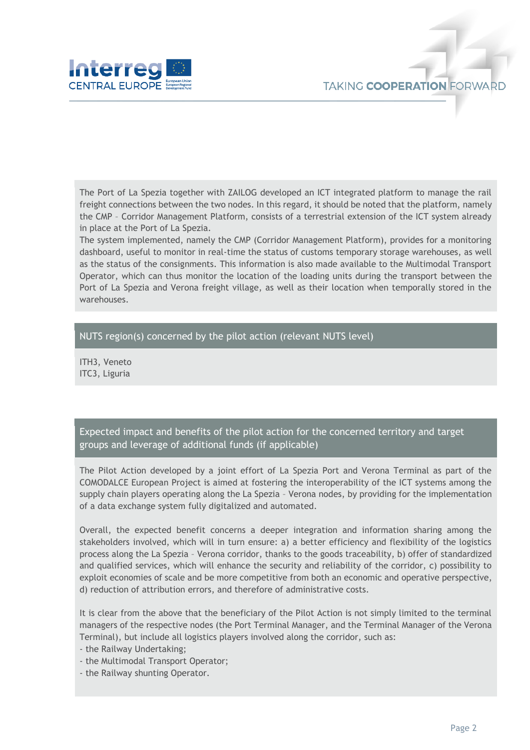The Port of La Spezia together with ZAILOG developed an ICT integrated platform to manage the rail freight connections between the two nodes. In this regard, it should be noted that the platform, namely the CMP – Corridor Management Platform, consists of a terrestrial extension of the ICT system already in place at the Port of La Spezia.
The system implemented, namely the CMP (Corridor Management Platform), provides for a monitoring dashboard, useful to monitor in real-time the status of customs temporary storage warehouses, as well as the status of the consignments. This information is also made available to the Multimodal Transport Operator, which can thus monitor the location of the loading units during the transport between the Port of La Spezia and Verona freight village, as well as their location when temporally stored in the warehouses.

## NUTS region(s) concerned by the pilot action (relevant NUTS level)

ITH3, Veneto
ITC3, Liguria

## Expected impact and benefits of the pilot action for the concerned territory and target groups and leverage of additional funds (if applicable)

The Pilot Action developed by a joint effort of La Spezia Port and Verona Terminal as part of the COMODALCE European Project is aimed at fostering the interoperability of the ICT systems among the supply chain players operating along the La Spezia – Verona nodes, by providing for the implementation of a data exchange system fully digitalized and automated.

Overall, the expected benefit concerns a deeper integration and information sharing among the stakeholders involved, which will in turn ensure: a) a better efficiency and flexibility of the logistics process along the La Spezia – Verona corridor, thanks to the goods traceability, b) offer of standardized and qualified services, which will enhance the security and reliability of the corridor, c) possibility to exploit economies of scale and be more competitive from both an economic and operative perspective, d) reduction of attribution errors, and therefore of administrative costs.

It is clear from the above that the beneficiary of the Pilot Action is not simply limited to the terminal managers of the respective nodes (the Port Terminal Manager, and the Terminal Manager of the Verona Terminal), but include all logistics players involved along the corridor, such as:
- the Railway Undertaking;
- the Multimodal Transport Operator;
- the Railway shunting Operator.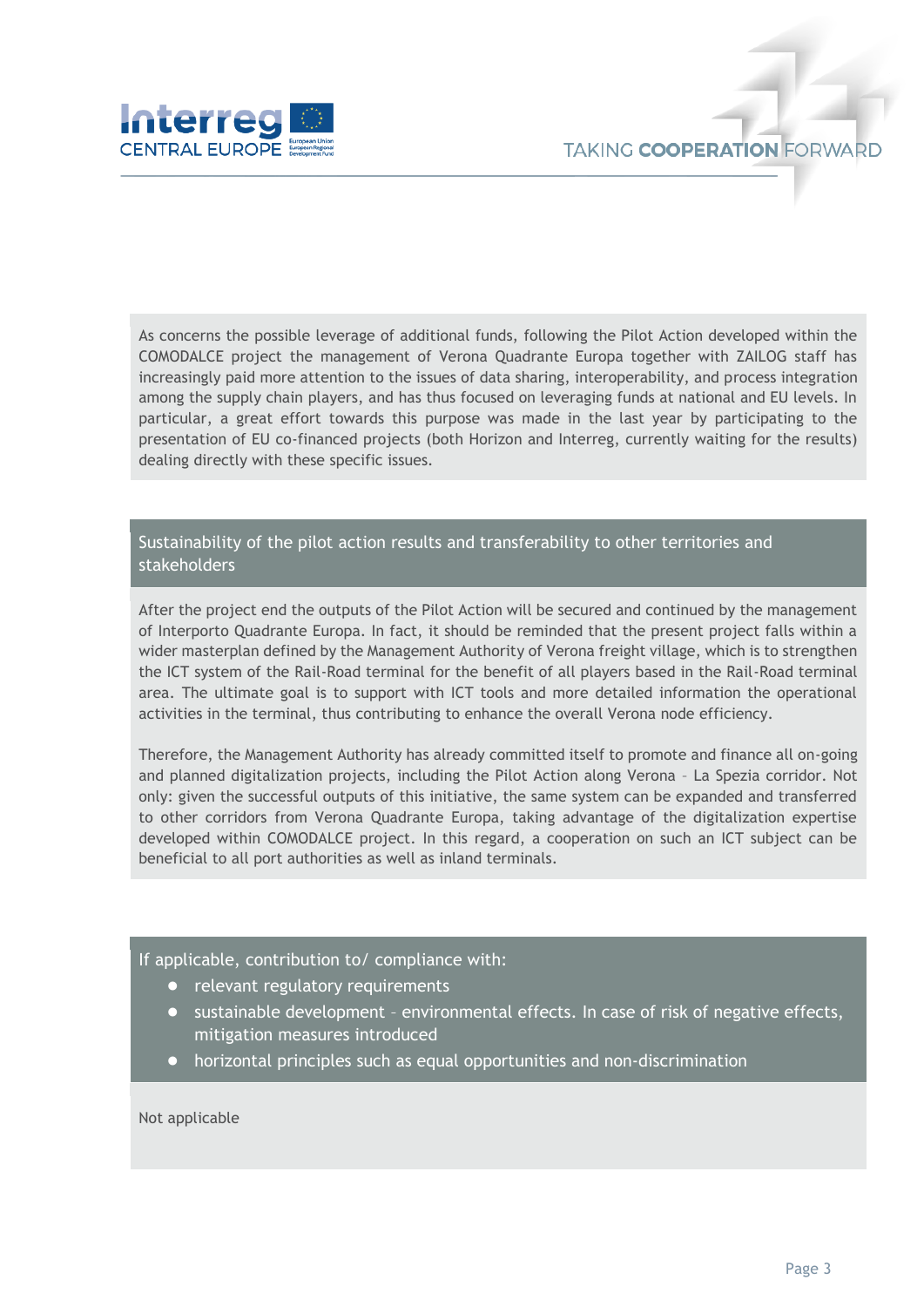As concerns the possible leverage of additional funds, following the Pilot Action developed within the COMODALCE project the management of Verona Quadrante Europa together with ZAILOG staff has increasingly paid more attention to the issues of data sharing, interoperability, and process integration among the supply chain players, and has thus focused on leveraging funds at national and EU levels. In particular, a great effort towards this purpose was made in the last year by participating to the presentation of EU co-financed projects (both Horizon and Interreg, currently waiting for the results) dealing directly with these specific issues.

## Sustainability of the pilot action results and transferability to other territories and stakeholders

After the project end the outputs of the Pilot Action will be secured and continued by the management of Interporto Quadrante Europa. In fact, it should be reminded that the present project falls within a wider masterplan defined by the Management Authority of Verona freight village, which is to strengthen the ICT system of the Rail-Road terminal for the benefit of all players based in the Rail-Road terminal area. The ultimate goal is to support with ICT tools and more detailed information the operational activities in the terminal, thus contributing to enhance the overall Verona node efficiency.

Therefore, the Management Authority has already committed itself to promote and finance all on-going and planned digitalization projects, including the Pilot Action along Verona – La Spezia corridor. Not only: given the successful outputs of this initiative, the same system can be expanded and transferred to other corridors from Verona Quadrante Europa, taking advantage of the digitalization expertise developed within COMODALCE project. In this regard, a cooperation on such an ICT subject can be beneficial to all port authorities as well as inland terminals.

## If applicable, contribution to/ compliance with:

- relevant regulatory requirements
- sustainable development – environmental effects. In case of risk of negative effects, mitigation measures introduced
- horizontal principles such as equal opportunities and non-discrimination

Not applicable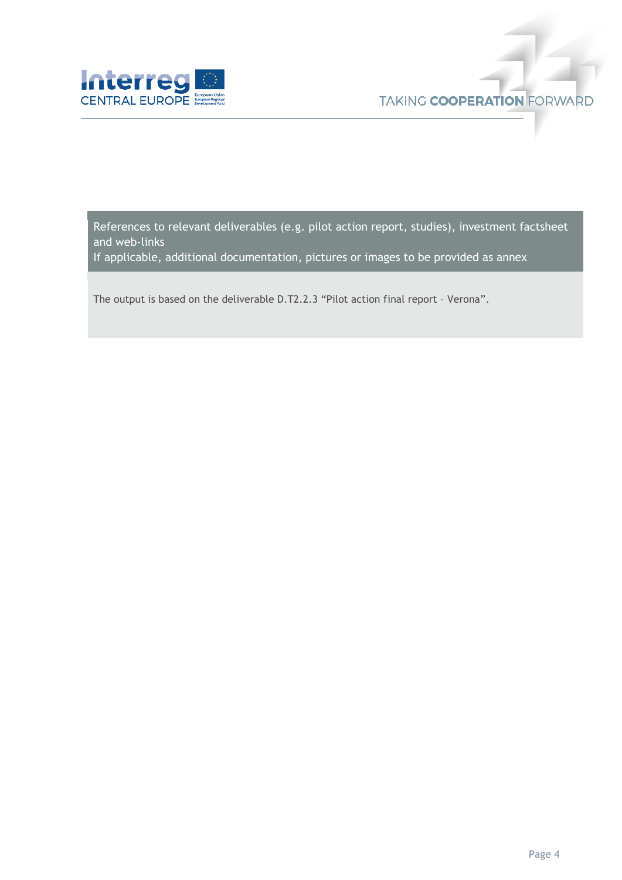| References to relevant deliverables (e.g. pilot action report, studies), investment factsheet and web-links<br>If applicable, additional documentation, pictures or images to be provided as annex |
| --- |
| The output is based on the deliverable D.T2.2.3 “Pilot action final report – Verona”. |